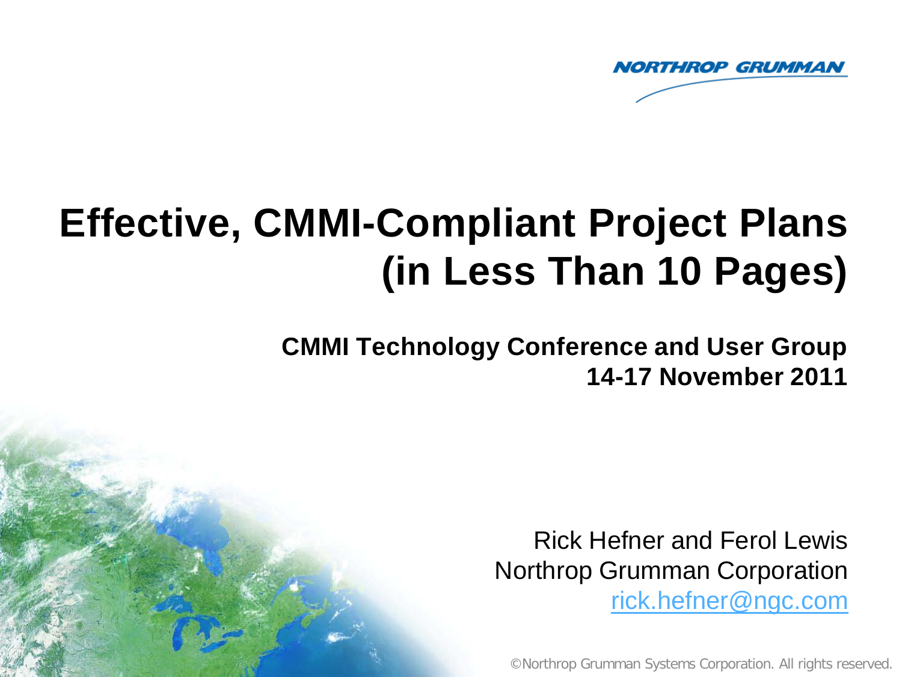NORTHROP GRUMMAN

# Effective, CMMI-Compliant Project Plans (in Less Than 10 Pages)

**CMMI Technology Conference and User Group**
**14-17 November 2011**

Rick Hefner and Ferol Lewis
Northrop Grumman Corporation
rick.hefner@ngc.com

©Northrop Grumman Systems Corporation. All rights reserved.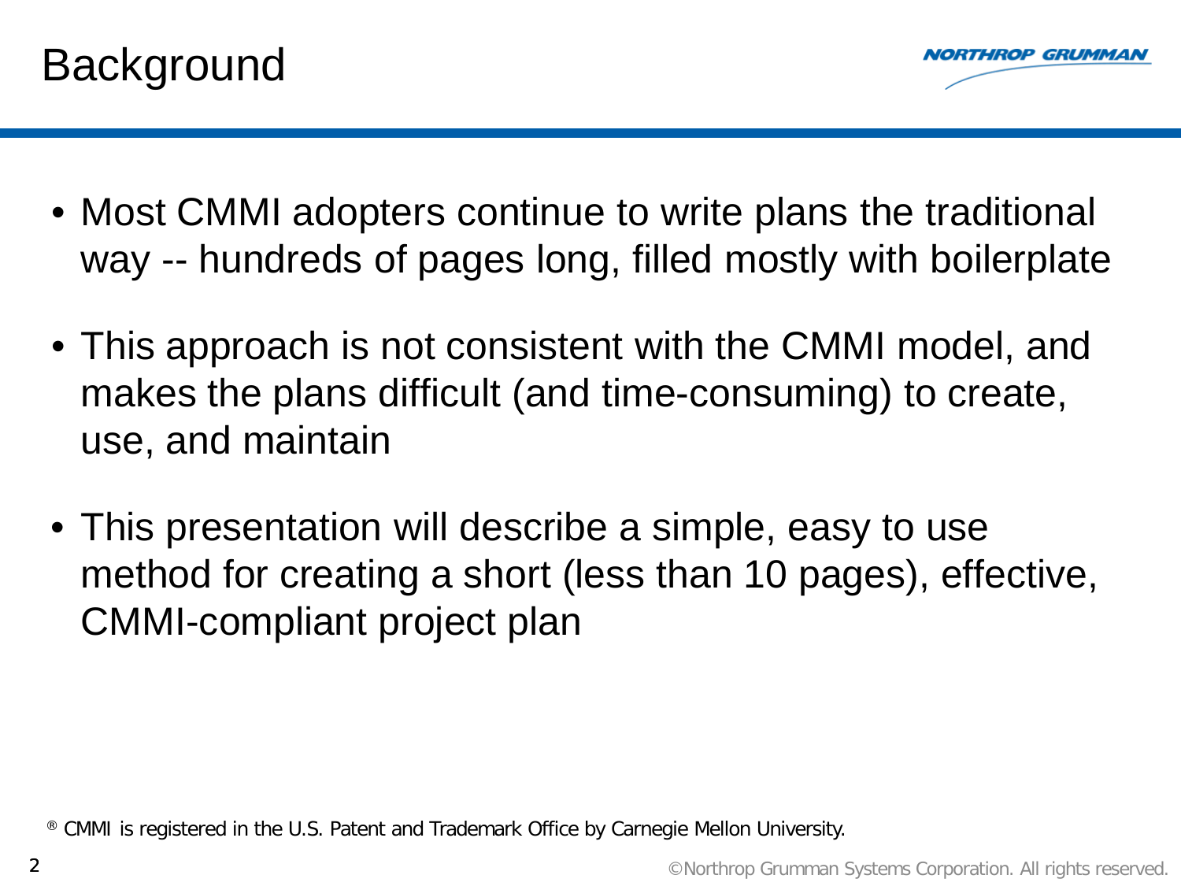# Background

- Most CMMI adopters continue to write plans the traditional way -- hundreds of pages long, filled mostly with boilerplate
- This approach is not consistent with the CMMI model, and makes the plans difficult (and time-consuming) to create, use, and maintain
- This presentation will describe a simple, easy to use method for creating a short (less than 10 pages), effective, CMMI-compliant project plan

® CMMI is registered in the U.S. Patent and Trademark Office by Carnegie Mellon University.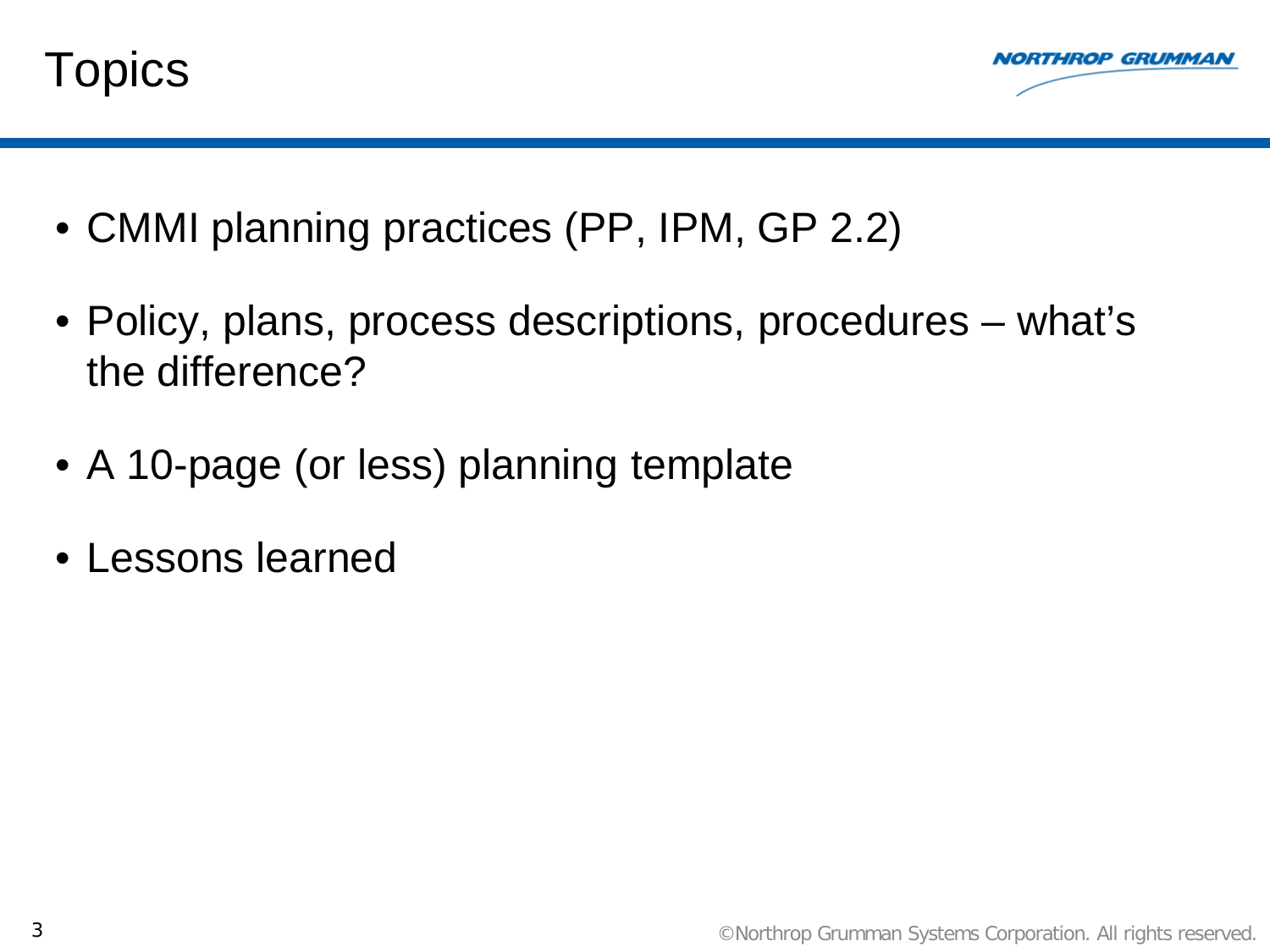# Topics

- CMMI planning practices (PP, IPM, GP 2.2)
- Policy, plans, process descriptions, procedures – what's the difference?
- A 10-page (or less) planning template
- Lessons learned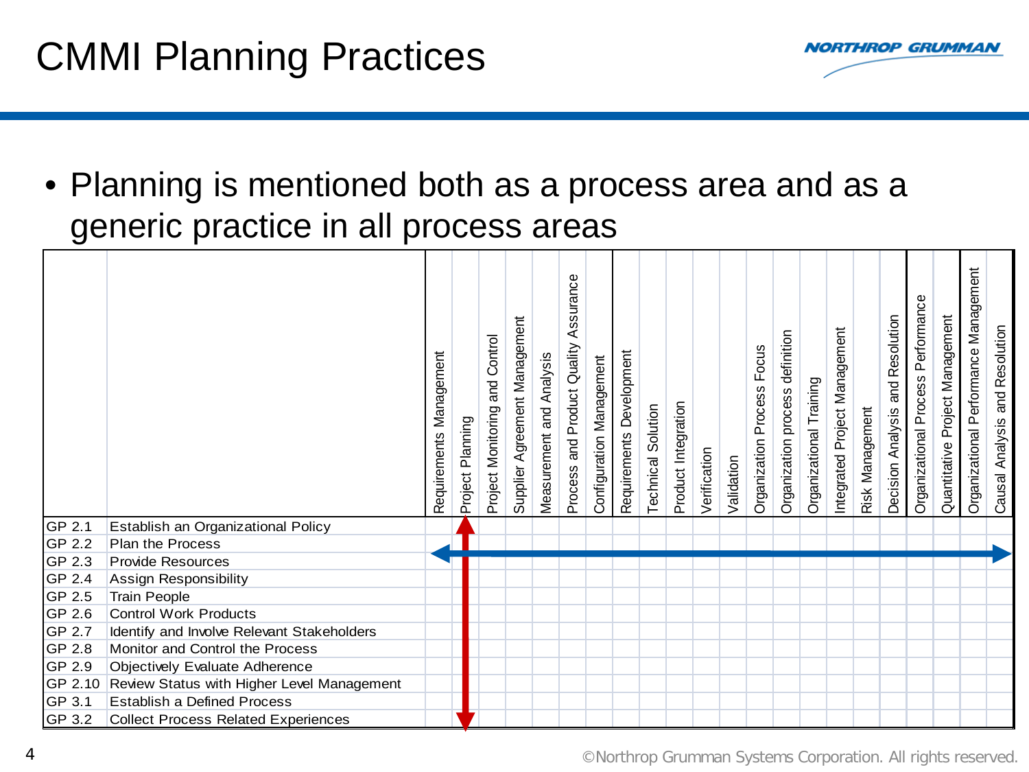# CMMI Planning Practices

- Planning is mentioned both as a process area and as a generic practice in all process areas

| | | Requirements Management | Project Planning | Project Monitoring and Control | Supplier Agreement Management | Measurement and Analysis | Process and Product Quality Assurance | Configuration Management | Requirements Development | Technical Solution | Product Integration | Verification | Validation | Organization Process Focus | Organization process definition | Organizational Training | Integrated Project Management | Risk Management | Decision Analysis and Resolution | Organizational Process Performance | Quantitative Project Management | Organizational Performance Management | Causal Analysis and Resolution |
|---|---|---|---|---|---|---|---|---|---|---|---|---|---|---|---|---|---|---|---|---|---|---|---|
| GP 2.1 | Establish an Organizational Policy | | | | | | | | | | | | | | | | | | | | | | |
| GP 2.2 | Plan the Process | | | | | | | | | | | | | | | | | | | | | | |
| GP 2.3 | Provide Resources | | | | | | | | | | | | | | | | | | | | | | |
| GP 2.4 | Assign Responsibility | | | | | | | | | | | | | | | | | | | | | | |
| GP 2.5 | Train People | | | | | | | | | | | | | | | | | | | | | | |
| GP 2.6 | Control Work Products | | | | | | | | | | | | | | | | | | | | | | |
| GP 2.7 | Identify and Involve Relevant Stakeholders | | | | | | | | | | | | | | | | | | | | | | |
| GP 2.8 | Monitor and Control the Process | | | | | | | | | | | | | | | | | | | | | | |
| GP 2.9 | Objectively Evaluate Adherence | | | | | | | | | | | | | | | | | | | | | | |
| GP 2.10 | Review Status with Higher Level Management | | | | | | | | | | | | | | | | | | | | | | |
| GP 3.1 | Establish a Defined Process | | | | | | | | | | | | | | | | | | | | | | |
| GP 3.2 | Collect Process Related Experiences | | | | | | | | | | | | | | | | | | | | | | |

©Northrop Grumman Systems Corporation. All rights reserved.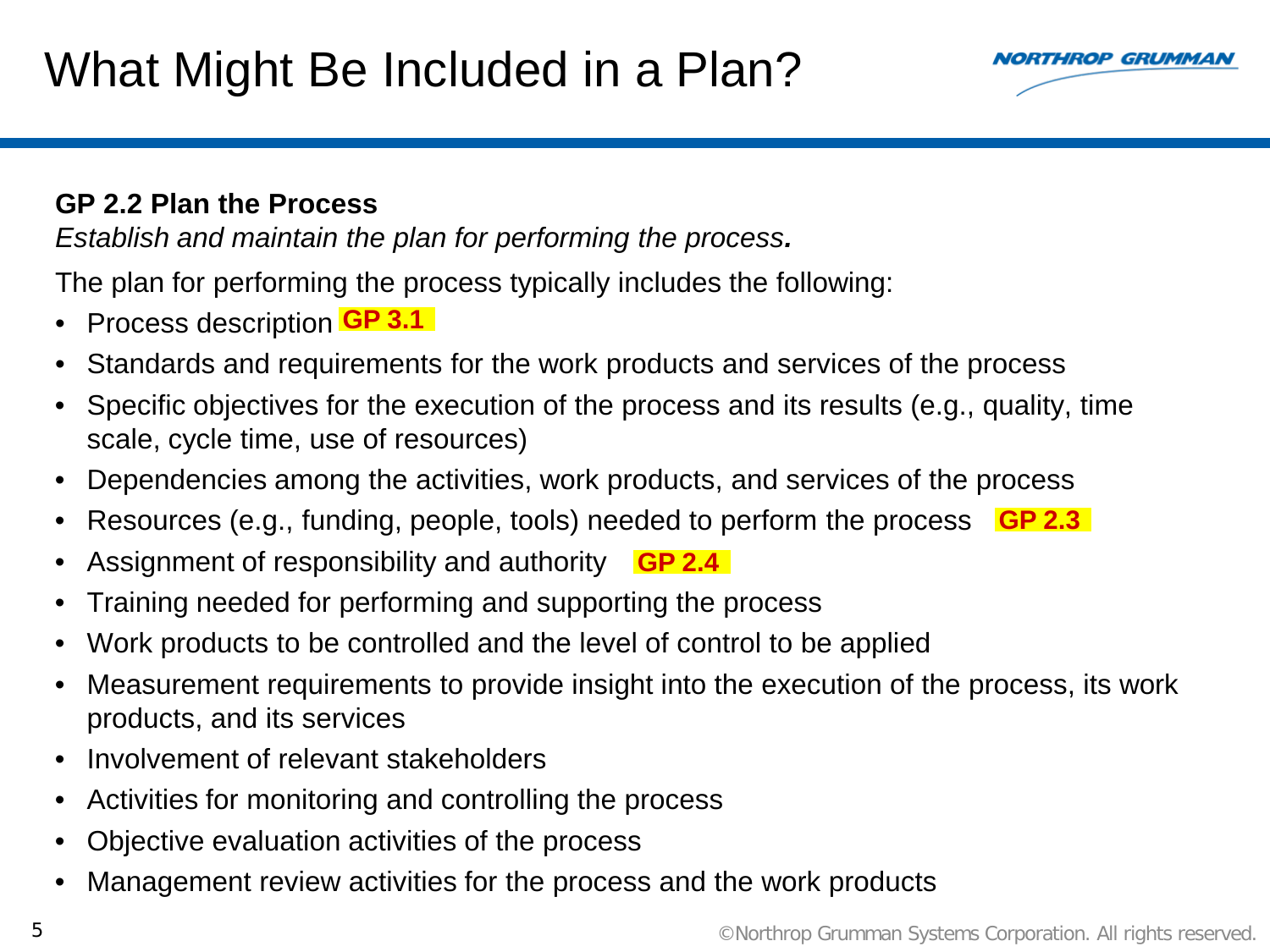# What Might Be Included in a Plan?

**GP 2.2 Plan the Process**

*Establish and maintain the plan for performing the process.*

The plan for performing the process typically includes the following:

- Process description **GP 3.1**
- Standards and requirements for the work products and services of the process
- Specific objectives for the execution of the process and its results (e.g., quality, time scale, cycle time, use of resources)
- Dependencies among the activities, work products, and services of the process
- Resources (e.g., funding, people, tools) needed to perform the process **GP 2.3**
- Assignment of responsibility and authority **GP 2.4**
- Training needed for performing and supporting the process
- Work products to be controlled and the level of control to be applied
- Measurement requirements to provide insight into the execution of the process, its work products, and its services
- Involvement of relevant stakeholders
- Activities for monitoring and controlling the process
- Objective evaluation activities of the process
- Management review activities for the process and the work products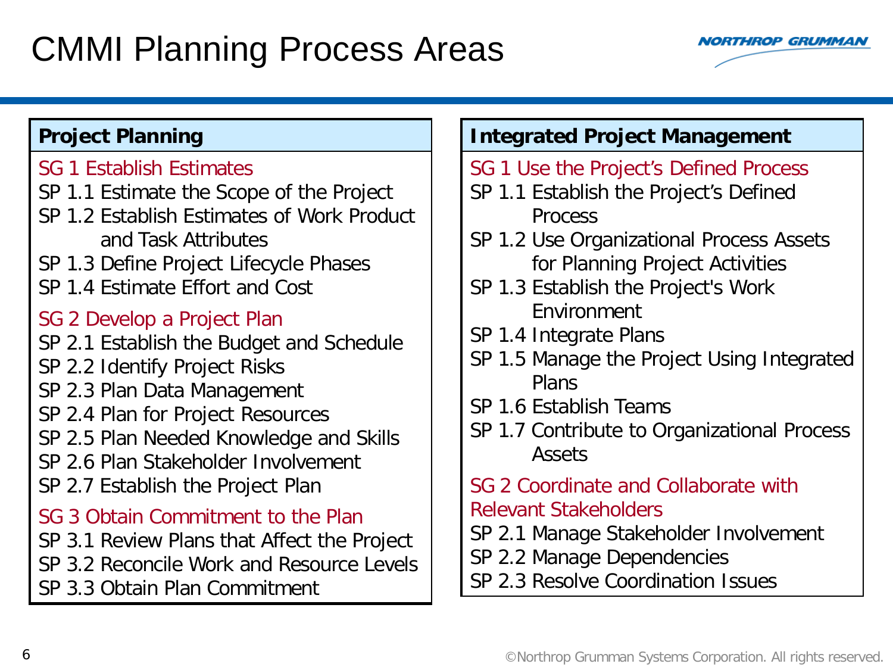# CMMI Planning Process Areas

## Project Planning

**SG 1 Establish Estimates**

- SP 1.1 Estimate the Scope of the Project
- SP 1.2 Establish Estimates of Work Product and Task Attributes
- SP 1.3 Define Project Lifecycle Phases
- SP 1.4 Estimate Effort and Cost

**SG 2 Develop a Project Plan**

- SP 2.1 Establish the Budget and Schedule
- SP 2.2 Identify Project Risks
- SP 2.3 Plan Data Management
- SP 2.4 Plan for Project Resources
- SP 2.5 Plan Needed Knowledge and Skills
- SP 2.6 Plan Stakeholder Involvement
- SP 2.7 Establish the Project Plan

**SG 3 Obtain Commitment to the Plan**

- SP 3.1 Review Plans that Affect the Project
- SP 3.2 Reconcile Work and Resource Levels
- SP 3.3 Obtain Plan Commitment

## Integrated Project Management

**SG 1 Use the Project's Defined Process**

- SP 1.1 Establish the Project's Defined Process
- SP 1.2 Use Organizational Process Assets for Planning Project Activities
- SP 1.3 Establish the Project's Work Environment
- SP 1.4 Integrate Plans
- SP 1.5 Manage the Project Using Integrated Plans
- SP 1.6 Establish Teams
- SP 1.7 Contribute to Organizational Process Assets

**SG 2 Coordinate and Collaborate with Relevant Stakeholders**

- SP 2.1 Manage Stakeholder Involvement
- SP 2.2 Manage Dependencies
- SP 2.3 Resolve Coordination Issues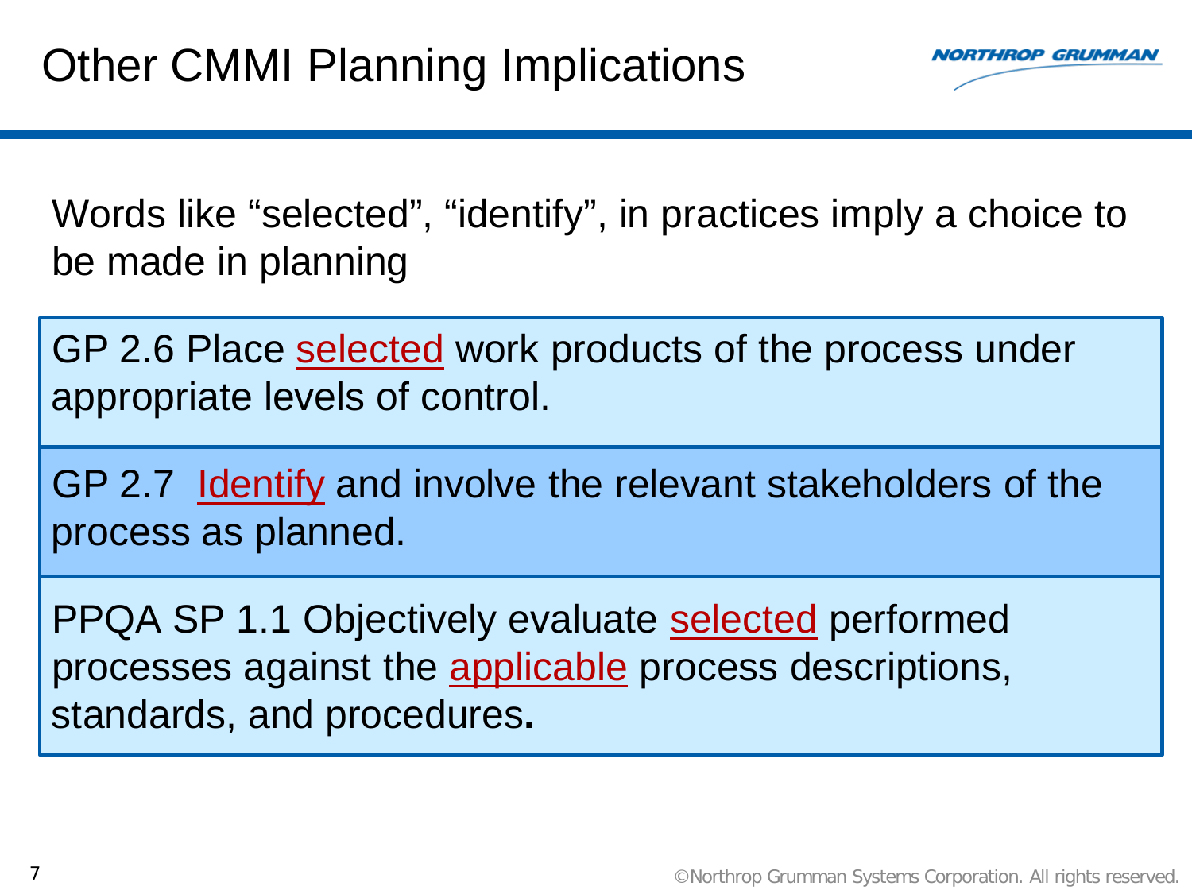# Other CMMI Planning Implications

Words like "selected", "identify", in practices imply a choice to be made in planning

GP 2.6 Place selected work products of the process under appropriate levels of control.

GP 2.7 Identify and involve the relevant stakeholders of the process as planned.

PPQA SP 1.1 Objectively evaluate selected performed processes against the applicable process descriptions, standards, and procedures.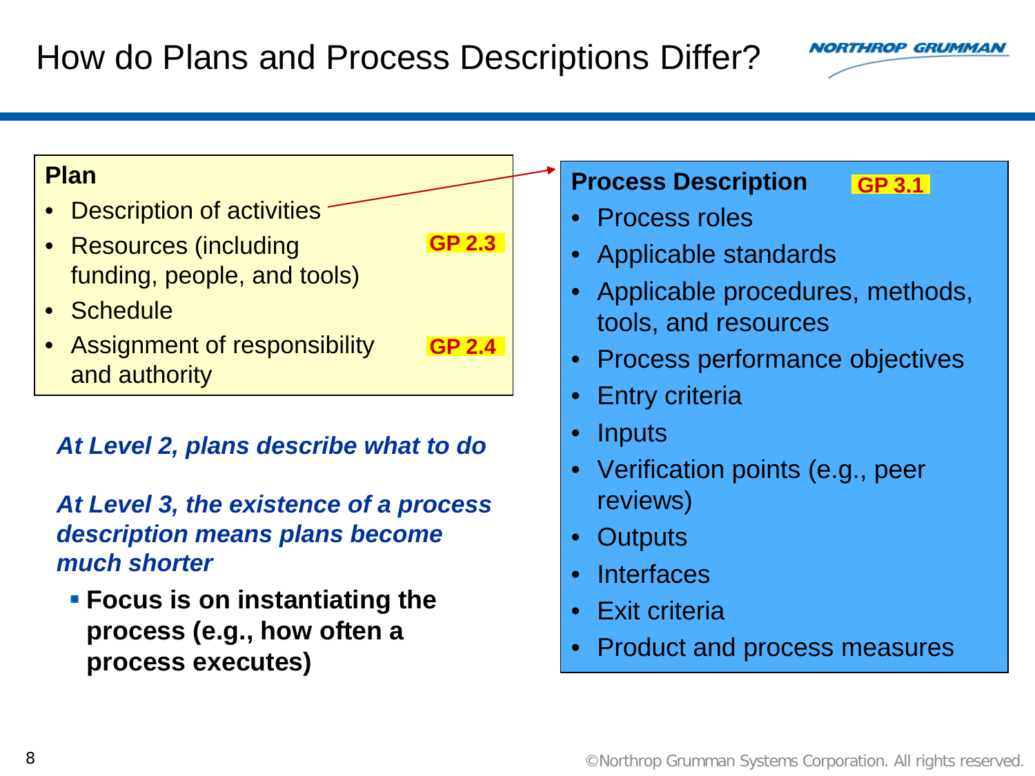# How do Plans and Process Descriptions Differ?

**Plan**

- Description of activities
- Resources (including funding, people, and tools) **GP 2.3**
- Schedule
- Assignment of responsibility and authority **GP 2.4**

***At Level 2, plans describe what to do***

***At Level 3, the existence of a process description means plans become much shorter***

- **Focus is on instantiating the process (e.g., how often a process executes)**

**Process Description** **GP 3.1**

- Process roles
- Applicable standards
- Applicable procedures, methods, tools, and resources
- Process performance objectives
- Entry criteria
- Inputs
- Verification points (e.g., peer reviews)
- Outputs
- Interfaces
- Exit criteria
- Product and process measures

©Northrop Grumman Systems Corporation. All rights reserved.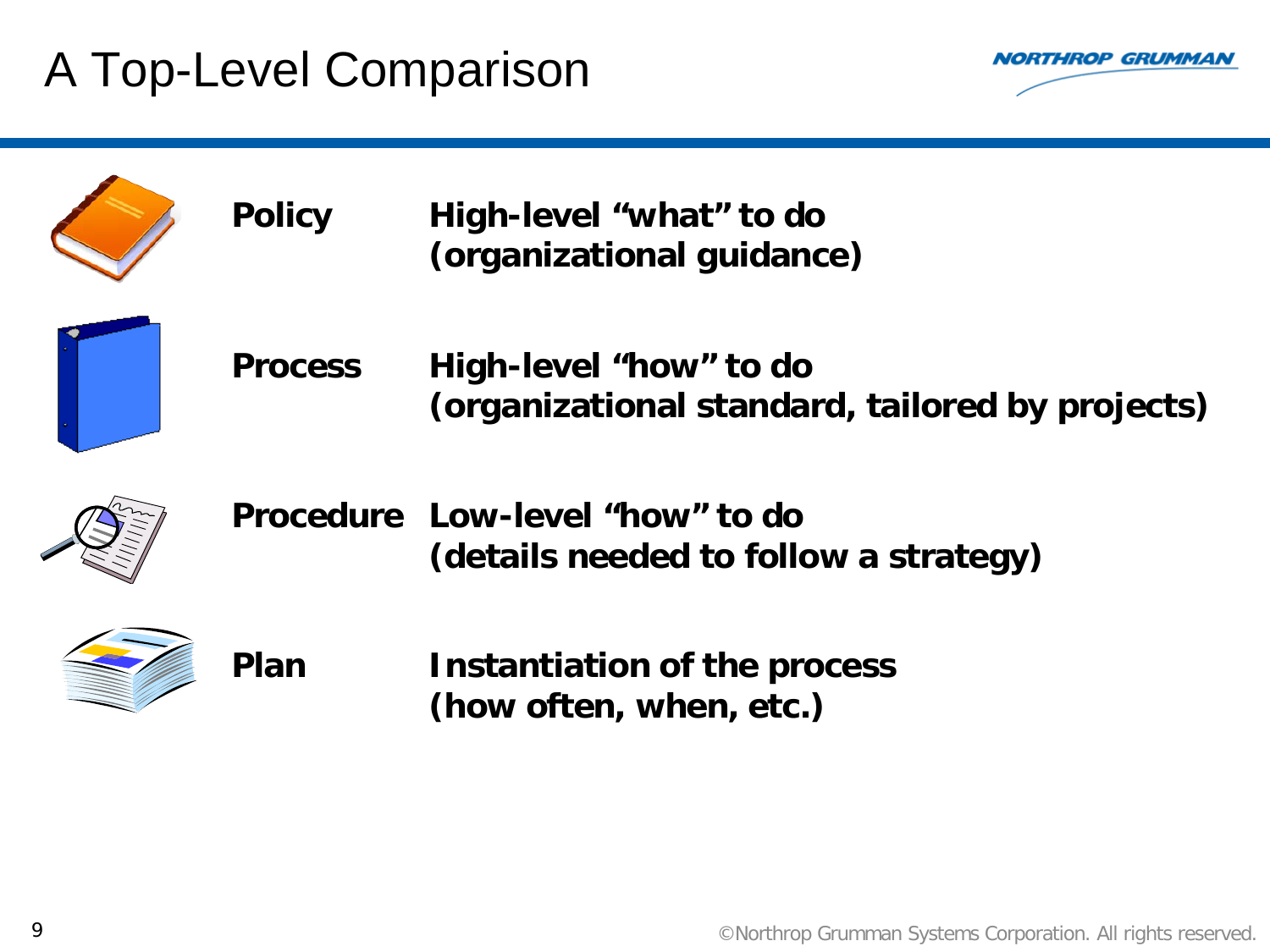# A Top-Level Comparison

| | |
|---|---|
| **Policy** | **High-level "what" to do (organizational guidance)** |
| **Process** | **High-level "how" to do (organizational standard, tailored by projects)** |
| **Procedure** | **Low-level "how" to do (details needed to follow a strategy)** |
| **Plan** | **Instantiation of the process (how often, when, etc.)** |

©Northrop Grumman Systems Corporation. All rights reserved.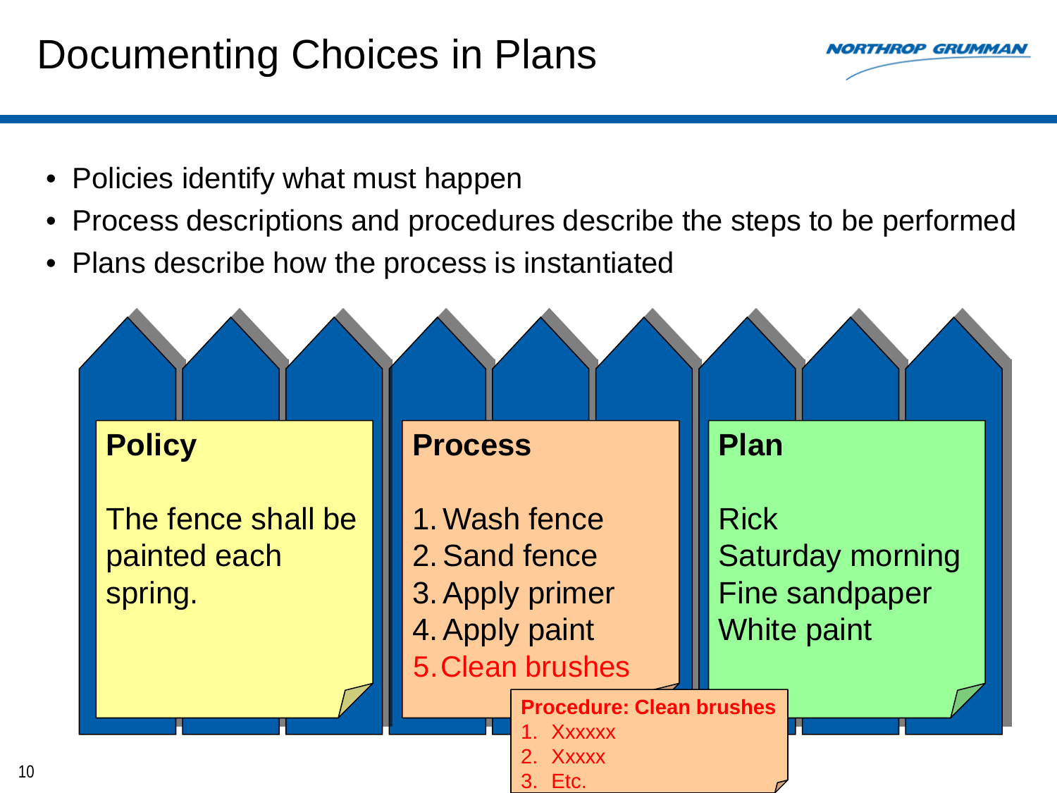# Documenting Choices in Plans

- Policies identify what must happen
- Process descriptions and procedures describe the steps to be performed
- Plans describe how the process is instantiated

**Policy**

The fence shall be painted each spring.

**Process**

1. Wash fence
2. Sand fence
3. Apply primer
4. Apply paint
5. Clean brushes

**Procedure: Clean brushes**

1. Xxxxxx
2. Xxxxx
3. Etc.

**Plan**

Rick
Saturday morning
Fine sandpaper
White paint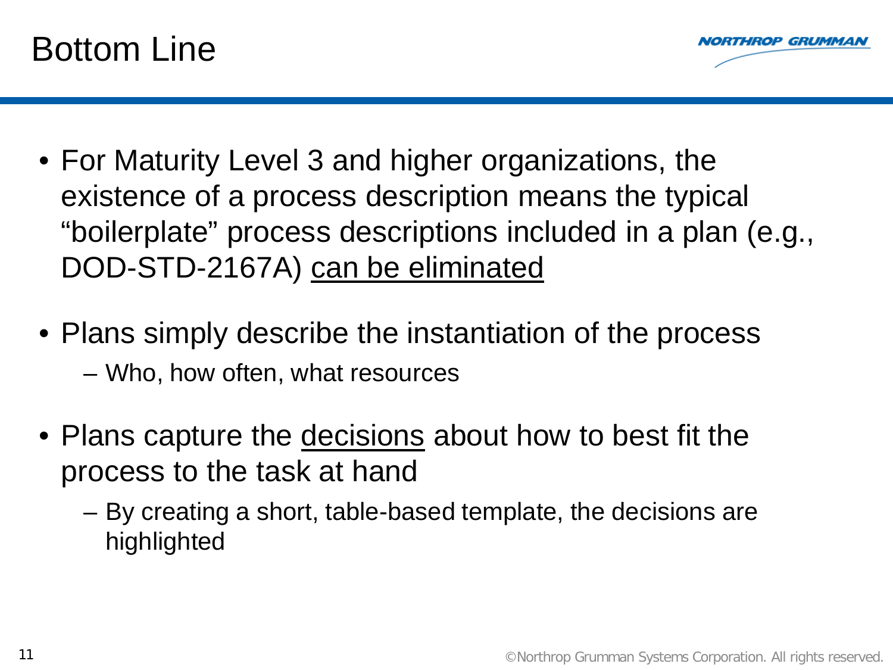# Bottom Line

- For Maturity Level 3 and higher organizations, the existence of a process description means the typical "boilerplate" process descriptions included in a plan (e.g., DOD-STD-2167A) <u>can be eliminated</u>
- Plans simply describe the instantiation of the process
  - Who, how often, what resources
- Plans capture the <u>decisions</u> about how to best fit the process to the task at hand
  - By creating a short, table-based template, the decisions are highlighted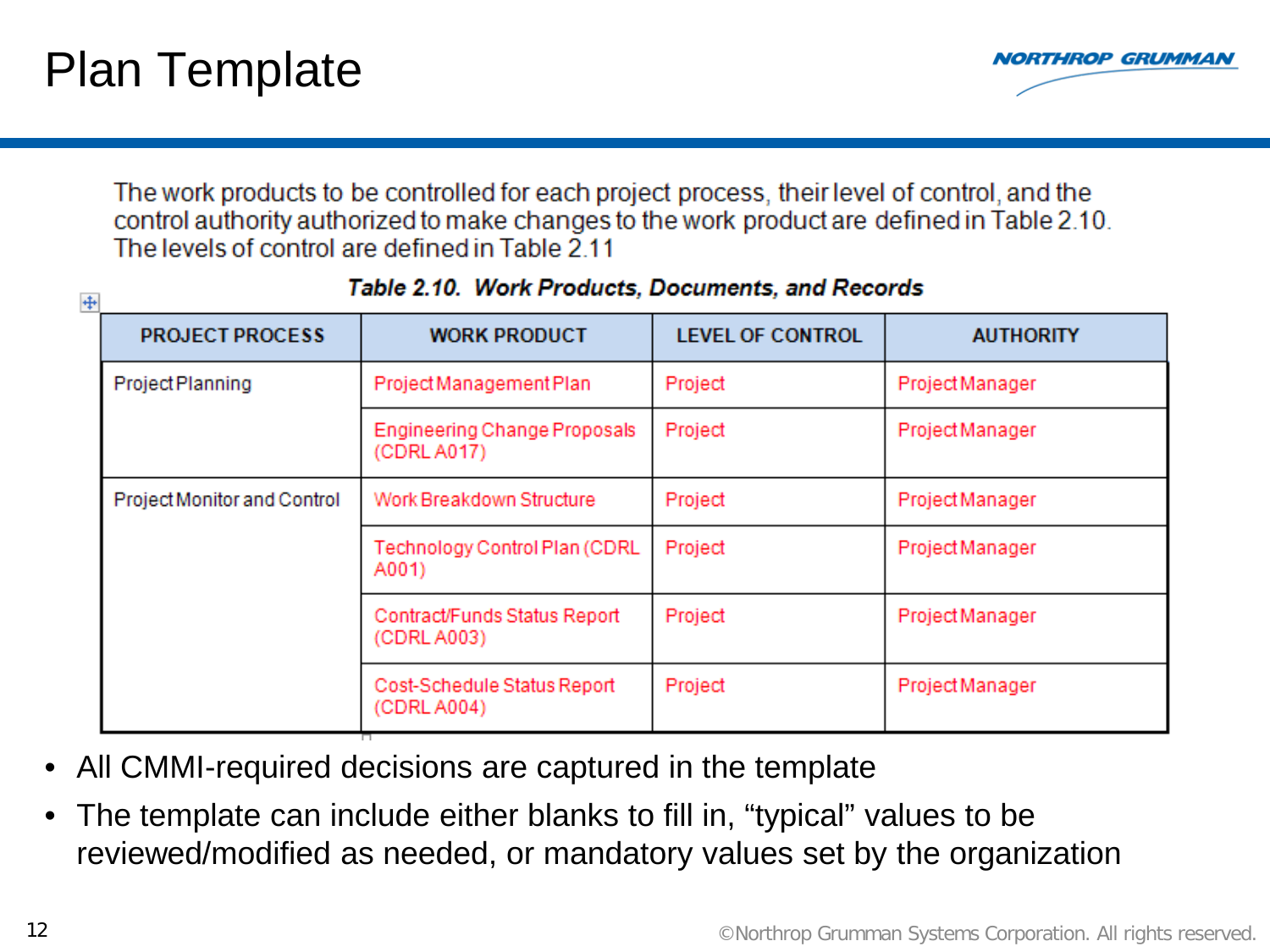# Plan Template

The work products to be controlled for each project process, their level of control, and the control authority authorized to make changes to the work product are defined in Table 2.10. The levels of control are defined in Table 2.11

***Table 2.10. Work Products, Documents, and Records***

| PROJECT PROCESS | WORK PRODUCT | LEVEL OF CONTROL | AUTHORITY |
|---|---|---|---|
| Project Planning | Project Management Plan | Project | Project Manager |
| | Engineering Change Proposals (CDRL A017) | Project | Project Manager |
| Project Monitor and Control | Work Breakdown Structure | Project | Project Manager |
| | Technology Control Plan (CDRL A001) | Project | Project Manager |
| | Contract/Funds Status Report (CDRL A003) | Project | Project Manager |
| | Cost-Schedule Status Report (CDRL A004) | Project | Project Manager |

- All CMMI-required decisions are captured in the template
- The template can include either blanks to fill in, “typical” values to be reviewed/modified as needed, or mandatory values set by the organization

©Northrop Grumman Systems Corporation. All rights reserved.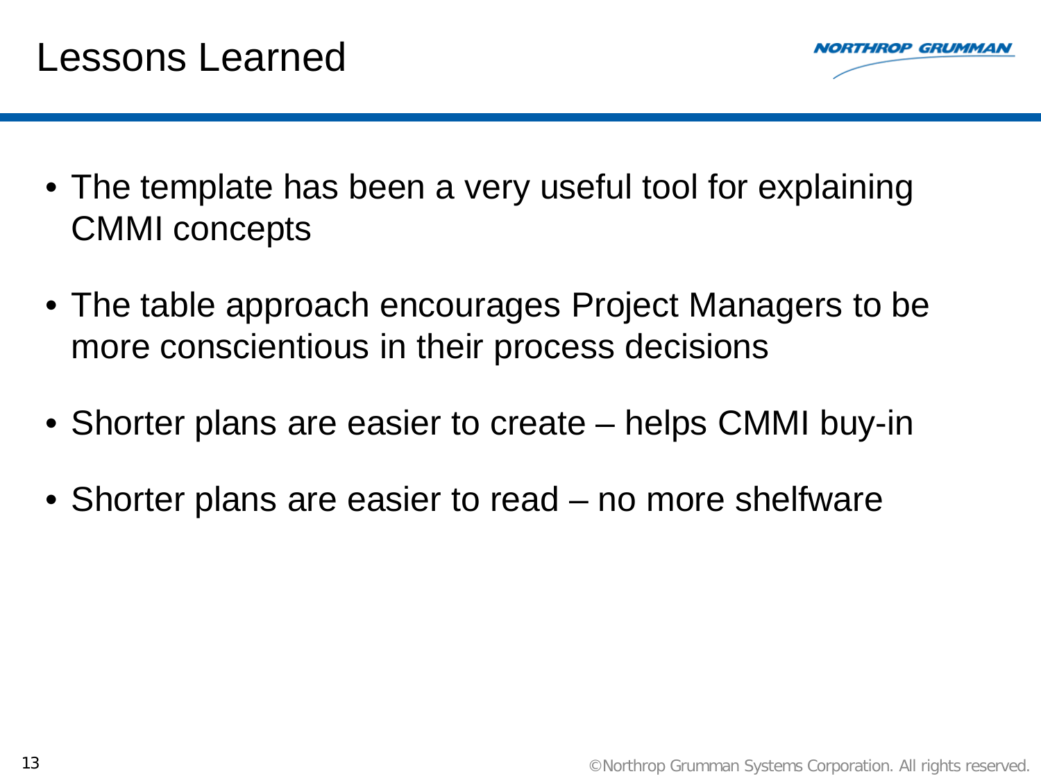# Lessons Learned

- The template has been a very useful tool for explaining CMMI concepts
- The table approach encourages Project Managers to be more conscientious in their process decisions
- Shorter plans are easier to create – helps CMMI buy-in
- Shorter plans are easier to read – no more shelfware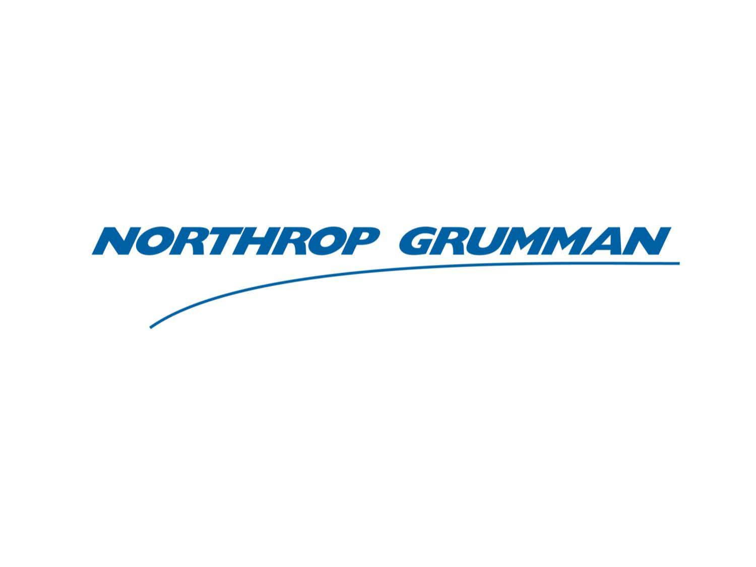NORTHROP GRUMMAN